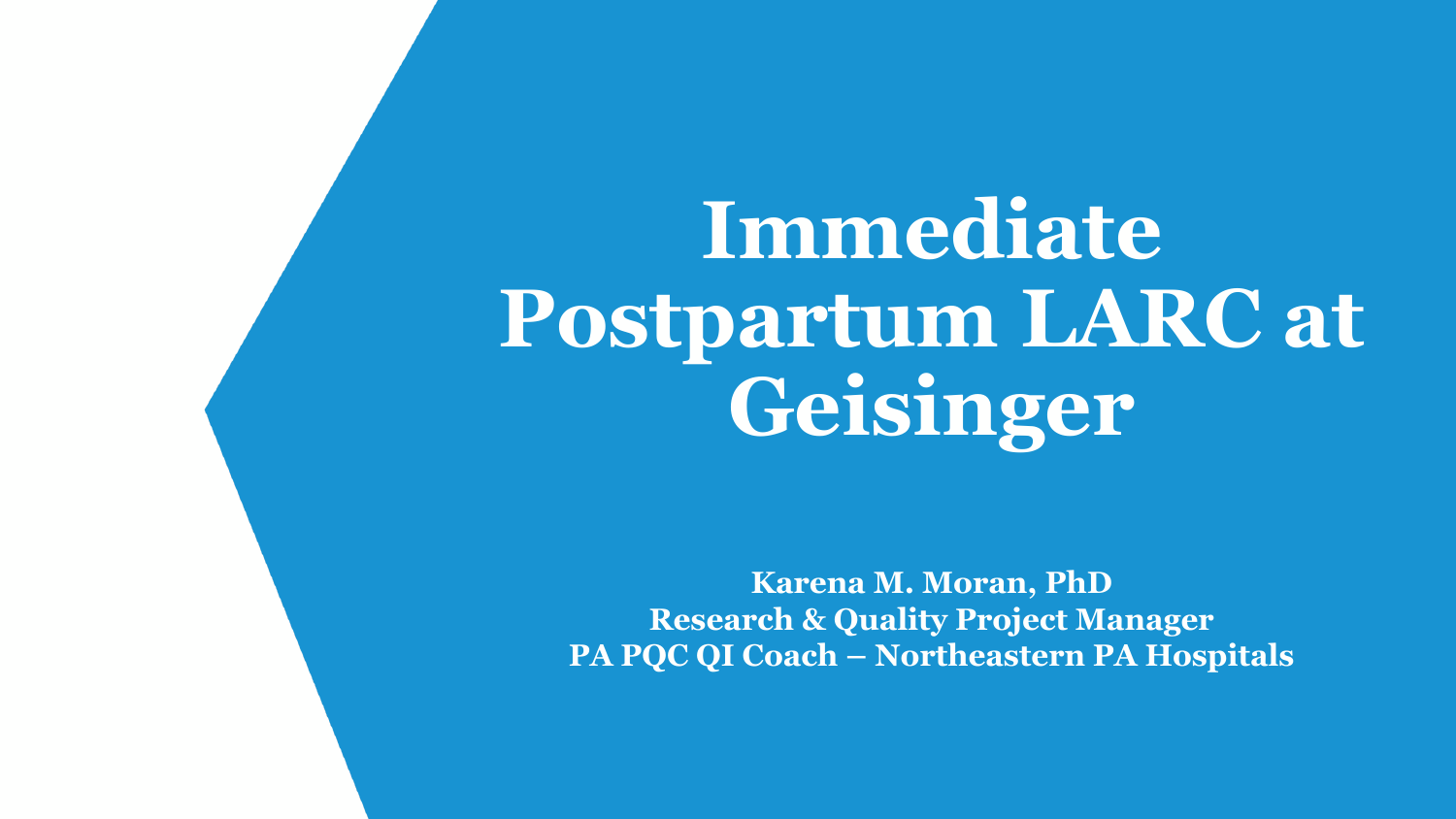# Immediate Postpartum LARC at Geisinger

**Karena M. Moran, PhD**
**Research & Quality Project Manager**
**PA PQC QI Coach – Northeastern PA Hospitals**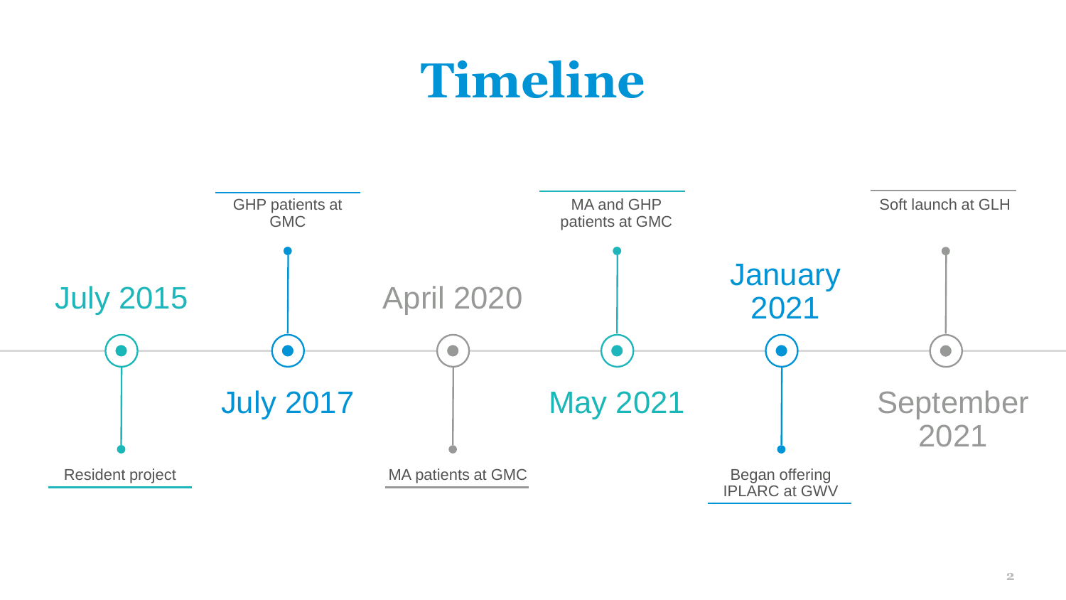# Timeline

- **July 2015** – Resident project
- **July 2017** – GHP patients at GMC
- **April 2020** – MA patients at GMC
- **May 2021** – MA and GHP patients at GMC
- **January 2021** – Began offering IPLARC at GWV
- **September 2021** – Soft launch at GLH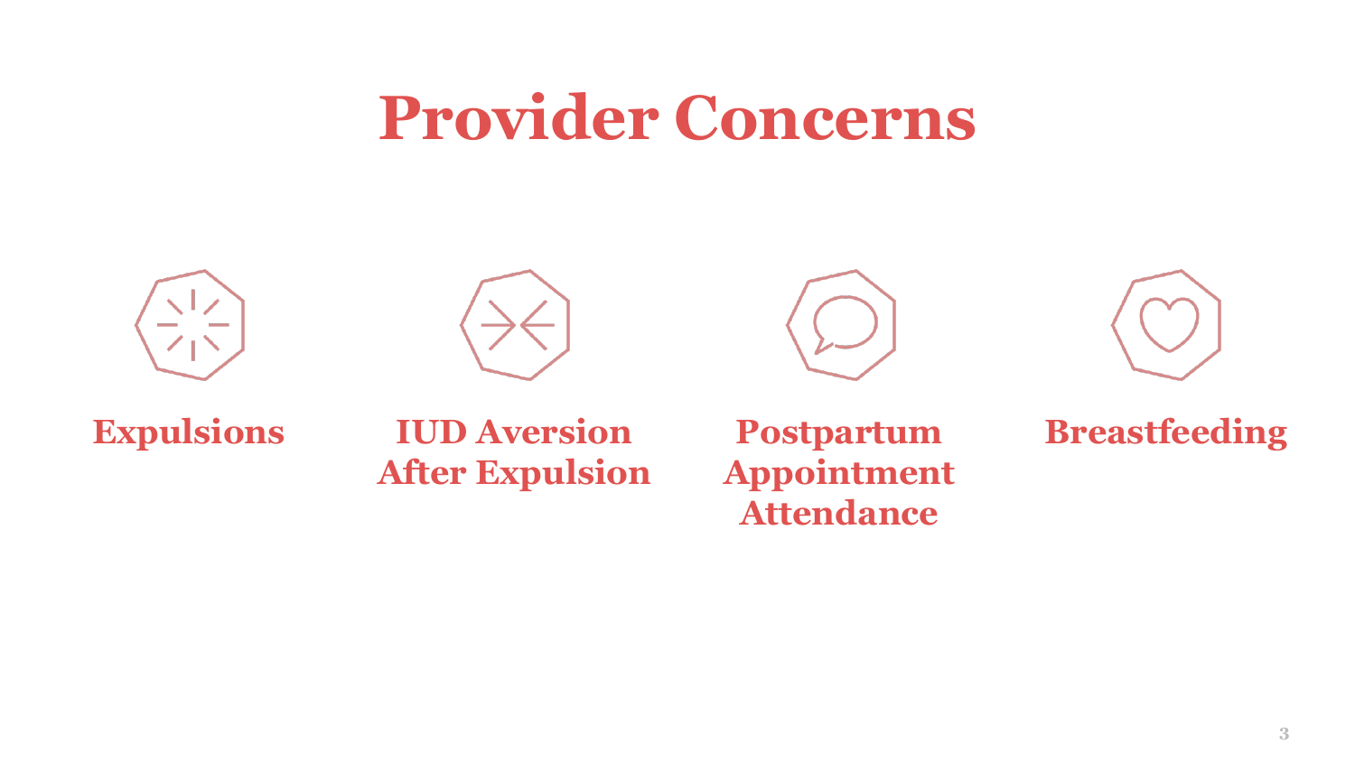# Provider Concerns

- **Expulsions**
- **IUD Aversion After Expulsion**
- **Postpartum Appointment Attendance**
- **Breastfeeding**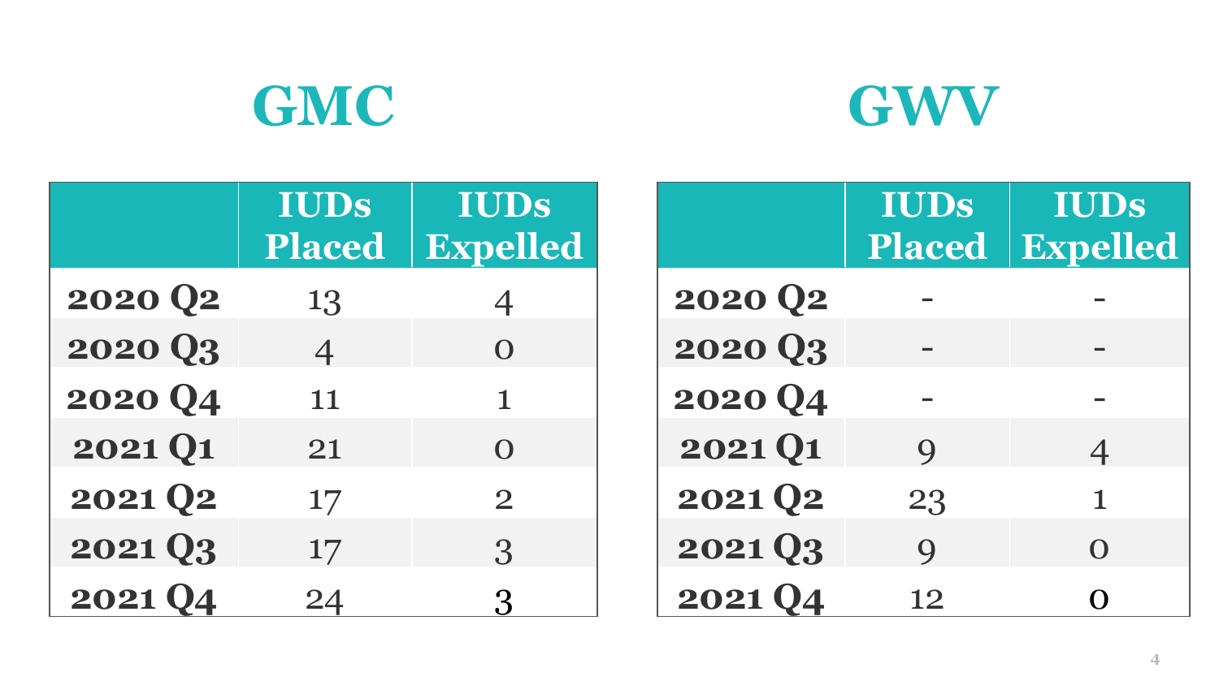## GMC

| | IUDs Placed | IUDs Expelled |
|---|---|---|
| **2020 Q2** | 13 | 4 |
| **2020 Q3** | 4 | 0 |
| **2020 Q4** | 11 | 1 |
| **2021 Q1** | 21 | 0 |
| **2021 Q2** | 17 | 2 |
| **2021 Q3** | 17 | 3 |
| **2021 Q4** | 24 | 3 |

## GWV

| | IUDs Placed | IUDs Expelled |
|---|---|---|
| **2020 Q2** | - | - |
| **2020 Q3** | - | - |
| **2020 Q4** | - | - |
| **2021 Q1** | 9 | 4 |
| **2021 Q2** | 23 | 1 |
| **2021 Q3** | 9 | 0 |
| **2021 Q4** | 12 | 0 |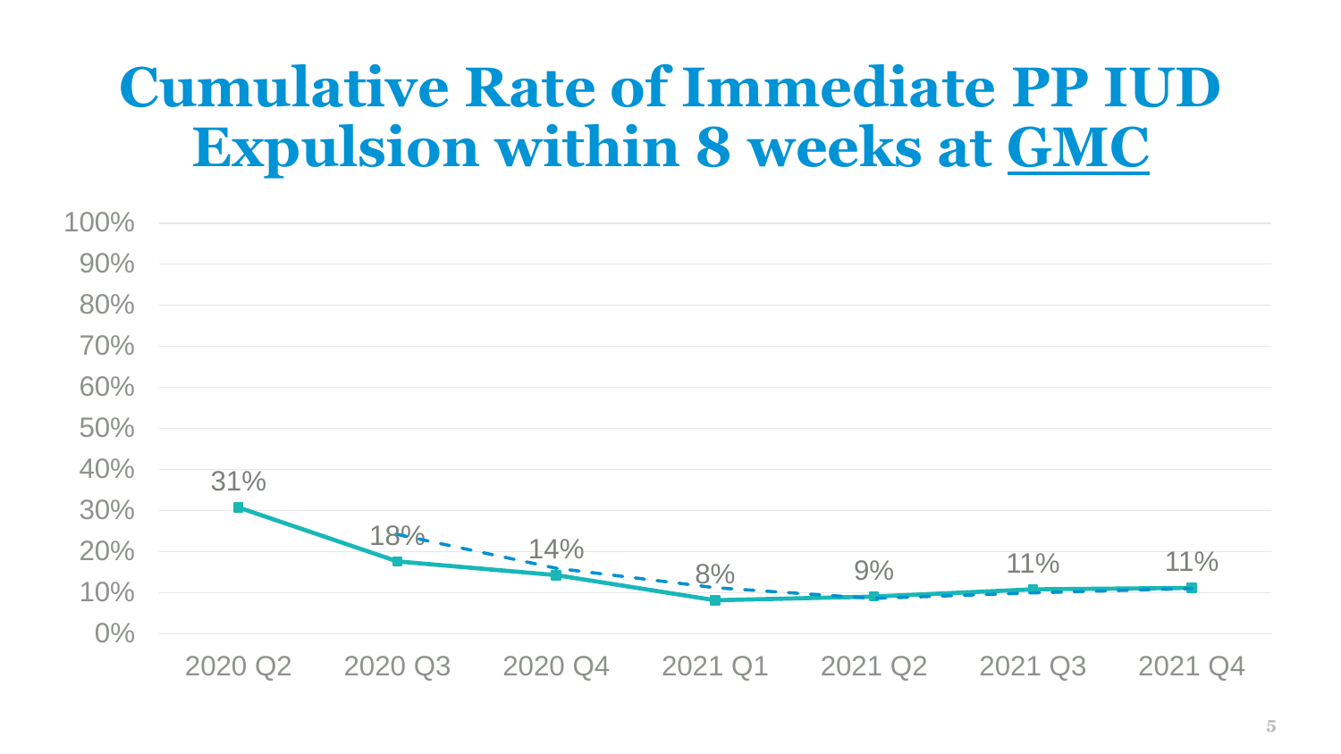# Cumulative Rate of Immediate PP IUD Expulsion within 8 weeks at GMC

| Quarter | Rate |
|---|---|
| 2020 Q2 | 31% |
| 2020 Q3 | 18% |
| 2020 Q4 | 14% |
| 2021 Q1 | 8% |
| 2021 Q2 | 9% |
| 2021 Q3 | 11% |
| 2021 Q4 | 11% |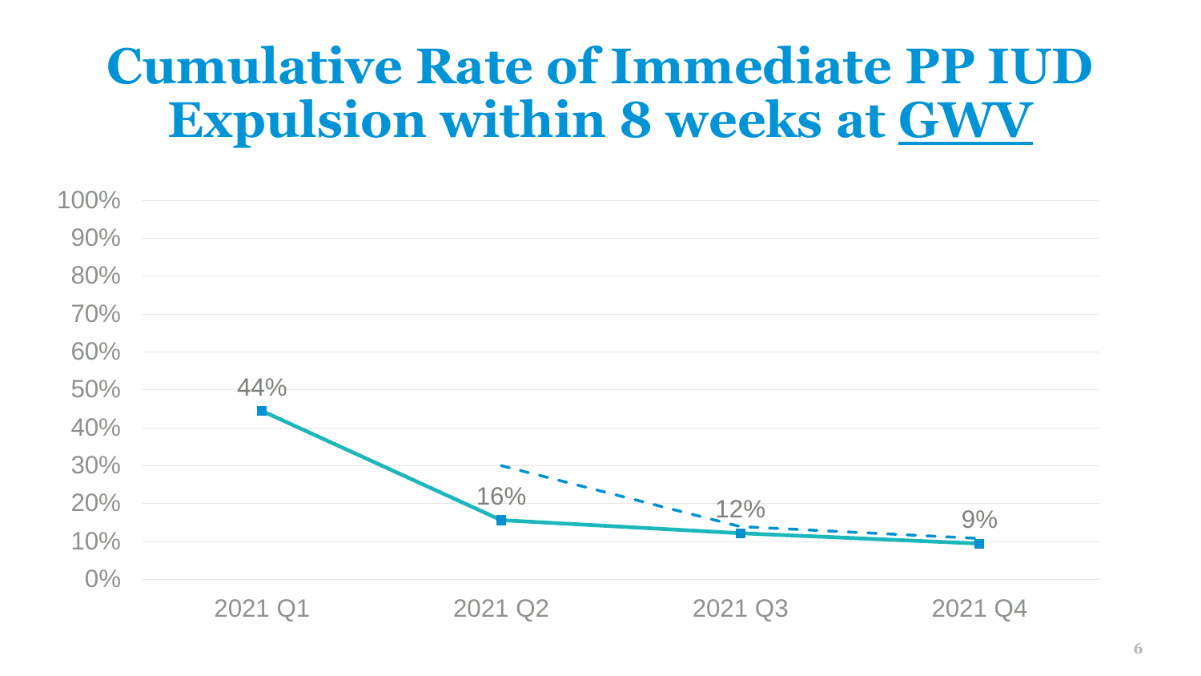# Cumulative Rate of Immediate PP IUD Expulsion within 8 weeks at GWV

| | 2021 Q1 | 2021 Q2 | 2021 Q3 | 2021 Q4 |
|---|---|---|---|---|
| Cumulative rate | 44% | 16% | 12% | 9% |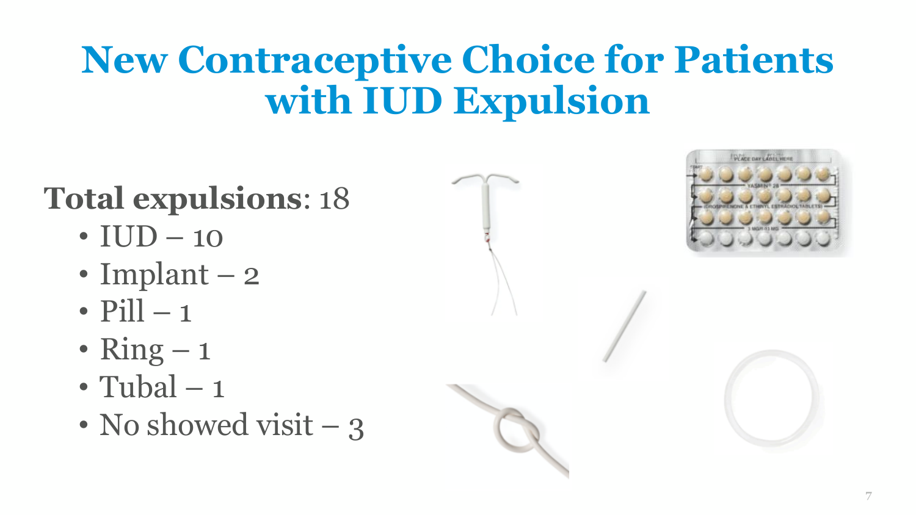# New Contraceptive Choice for Patients with IUD Expulsion

**Total expulsions**: 18

- IUD – 10
- Implant – 2
- Pill – 1
- Ring – 1
- Tubal – 1
- No showed visit – 3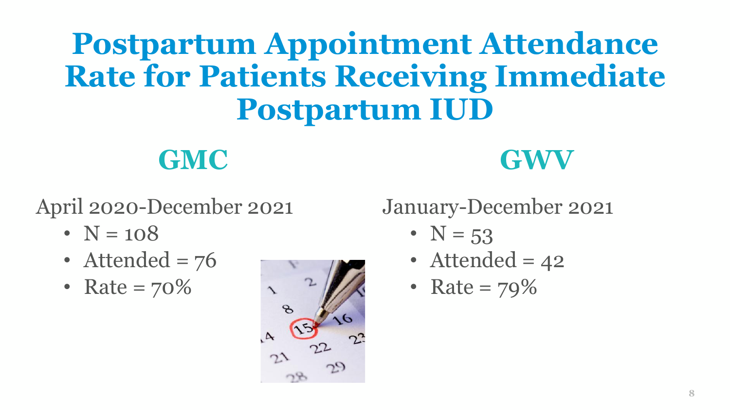# Postpartum Appointment Attendance Rate for Patients Receiving Immediate Postpartum IUD

## GMC

April 2020-December 2021

- N = 108
- Attended = 76
- Rate = 70%

## GWV

January-December 2021

- N = 53
- Attended = 42
- Rate = 79%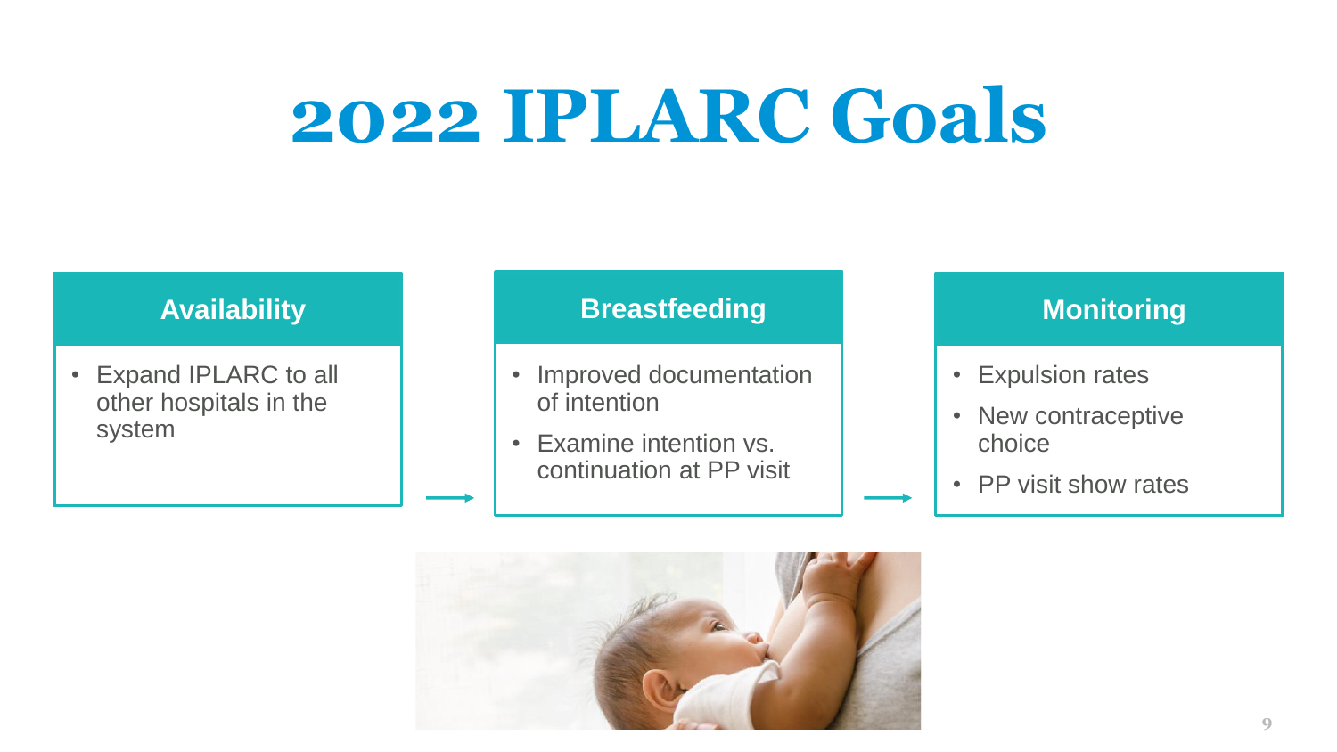# 2022 IPLARC Goals

## Availability

- Expand IPLARC to all other hospitals in the system

## Breastfeeding

- Improved documentation of intention
- Examine intention vs. continuation at PP visit

## Monitoring

- Expulsion rates
- New contraceptive choice
- PP visit show rates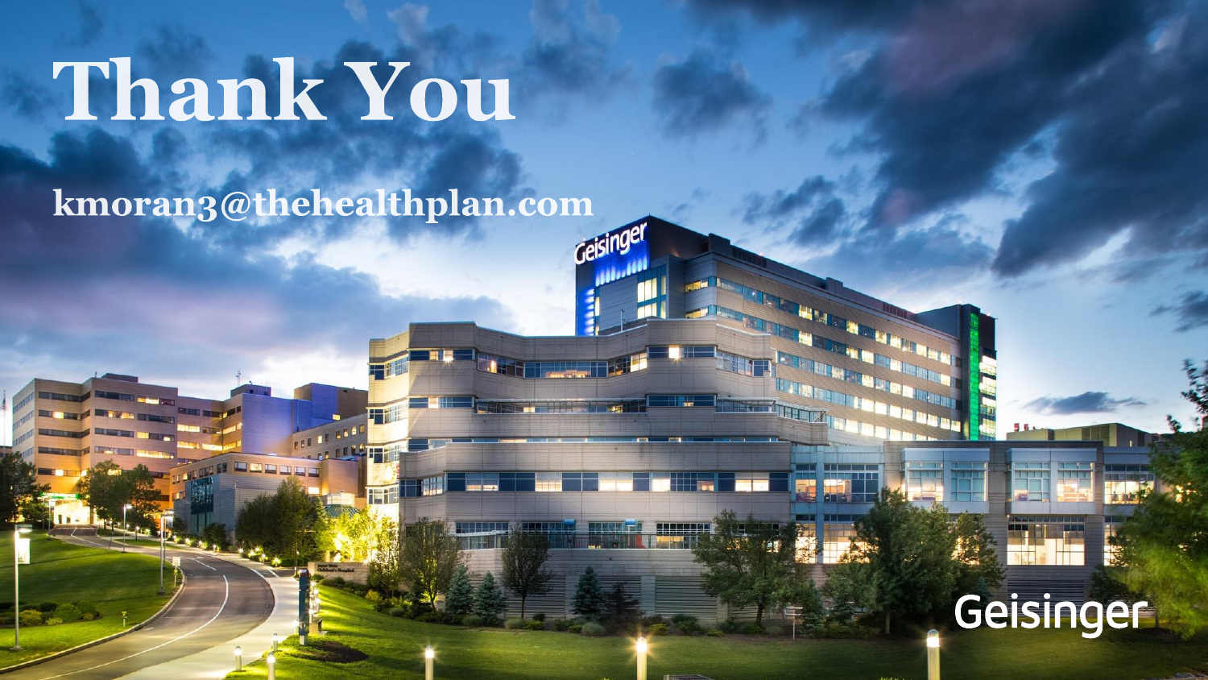# Thank You

**kmoran3@thehealthplan.com**

Geisinger